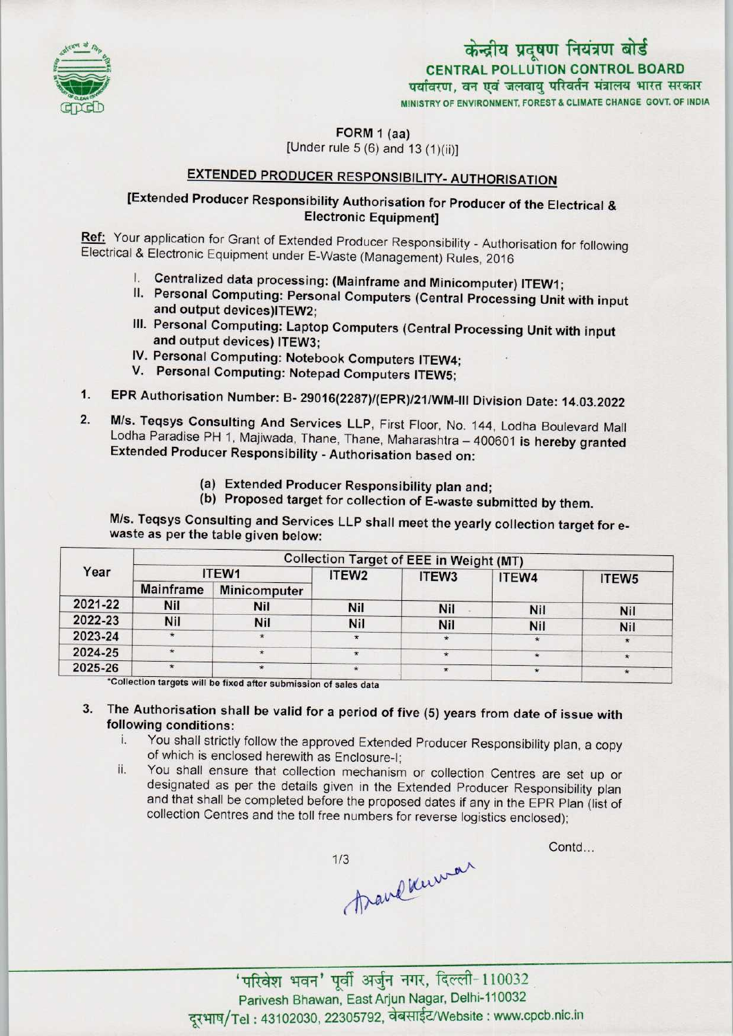# केन्द्रीय प्रदूषण नियंत्रण बोर्ड
## CENTRAL POLLUTION CONTROL BOARD
पर्यावरण, वन एवं जलवायु परिवर्तन मंत्रालय भारत सरकार
MINISTRY OF ENVIRONMENT, FOREST & CLIMATE CHANGE GOVT. OF INDIA

**FORM 1 (aa)**
[Under rule 5 (6) and 13 (1)(ii)]

## EXTENDED PRODUCER RESPONSIBILITY- AUTHORISATION

**[Extended Producer Responsibility Authorisation for Producer of the Electrical & Electronic Equipment]**

**Ref:** Your application for Grant of Extended Producer Responsibility - Authorisation for following Electrical & Electronic Equipment under E-Waste (Management) Rules, 2016

I. Centralized data processing: (Mainframe and Minicomputer) ITEW1;
II. Personal Computing: Personal Computers (Central Processing Unit with input and output devices)ITEW2;
III. Personal Computing: Laptop Computers (Central Processing Unit with input and output devices) ITEW3;
IV. Personal Computing: Notebook Computers ITEW4;
V. Personal Computing: Notepad Computers ITEW5;

1. EPR Authorisation Number: B- 29016(2287)/(EPR)/21/WM-III Division Date: 14.03.2022
2. M/s. Teqsys Consulting And Services LLP, First Floor, No. 144, Lodha Boulevard Mall Lodha Paradise PH 1, Majiwada, Thane, Thane, Maharashtra – 400601 is hereby granted Extended Producer Responsibility - Authorisation based on:
   (a) Extended Producer Responsibility plan and;
   (b) Proposed target for collection of E-waste submitted by them.

M/s. Teqsys Consulting and Services LLP shall meet the yearly collection target for e-waste as per the table given below:

| Year | Collection Target of EEE in Weight (MT) | | | | | |
|---|---|---|---|---|---|---|
| | ITEW1 | | ITEW2 | ITEW3 | ITEW4 | ITEW5 |
| | Mainframe | Minicomputer | | | | |
| 2021-22 | Nil | Nil | Nil | Nil | Nil | Nil |
| 2022-23 | Nil | Nil | Nil | Nil | Nil | Nil |
| 2023-24 | * | * | * | * | * | * |
| 2024-25 | * | * | * | * | * | * |
| 2025-26 | * | * | * | * | * | * |

*Collection targets will be fixed after submission of sales data

3. The Authorisation shall be valid for a period of five (5) years from date of issue with following conditions:
   i. You shall strictly follow the approved Extended Producer Responsibility plan, a copy of which is enclosed herewith as Enclosure-I;
   ii. You shall ensure that collection mechanism or collection Centres are set up or designated as per the details given in the Extended Producer Responsibility plan and that shall be completed before the proposed dates if any in the EPR Plan (list of collection Centres and the toll free numbers for reverse logistics enclosed);

Contd...

'परिवेश भवन' पूर्वी अर्जुन नगर, दिल्ली-110032
Parivesh Bhawan, East Arjun Nagar, Delhi-110032
दूरभाष/Tel : 43102030, 22305792, वेबसाईट/Website : www.cpcb.nic.in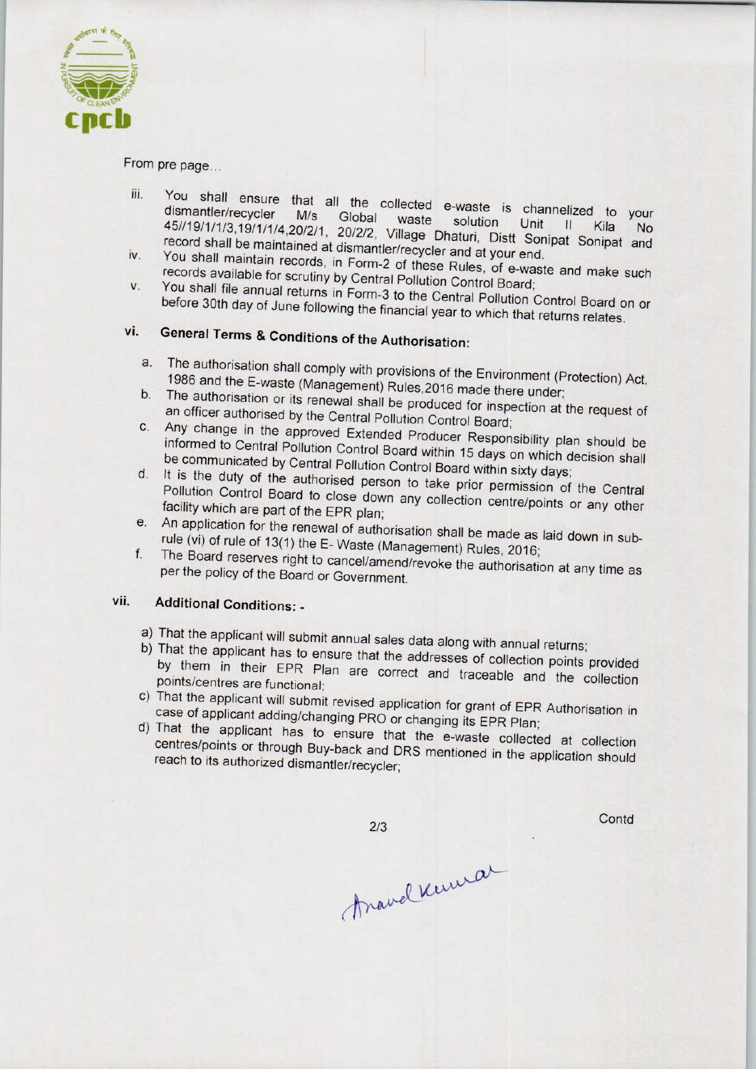From pre page...

iii. You shall ensure that all the collected e-waste is channelized to your dismantler/recycler M/s Global waste solution Unit II Kila No 45//19/1/1/3,19/1/1/4,20/2/1, 20/2/2, Village Dhaturi, Distt Sonipat Sonipat and record shall be maintained at dismantler/recycler and at your end.

iv. You shall maintain records, in Form-2 of these Rules, of e-waste and make such records available for scrutiny by Central Pollution Control Board;

v. You shall file annual returns in Form-3 to the Central Pollution Control Board on or before 30th day of June following the financial year to which that returns relates.

## vi. General Terms & Conditions of the Authorisation:

a. The authorisation shall comply with provisions of the Environment (Protection) Act, 1986 and the E-waste (Management) Rules,2016 made there under;

b. The authorisation or its renewal shall be produced for inspection at the request of an officer authorised by the Central Pollution Control Board;

c. Any change in the approved Extended Producer Responsibility plan should be informed to Central Pollution Control Board within 15 days on which decision shall be communicated by Central Pollution Control Board within sixty days;

d. It is the duty of the authorised person to take prior permission of the Central Pollution Control Board to close down any collection centre/points or any other facility which are part of the EPR plan;

e. An application for the renewal of authorisation shall be made as laid down in sub-rule (vi) of rule of 13(1) the E- Waste (Management) Rules, 2016;

f. The Board reserves right to cancel/amend/revoke the authorisation at any time as per the policy of the Board or Government.

## vii. Additional Conditions: -

a) That the applicant will submit annual sales data along with annual returns;

b) That the applicant has to ensure that the addresses of collection points provided by them in their EPR Plan are correct and traceable and the collection points/centres are functional;

c) That the applicant will submit revised application for grant of EPR Authorisation in case of applicant adding/changing PRO or changing its EPR Plan;

d) That the applicant has to ensure that the e-waste collected at collection centres/points or through Buy-back and DRS mentioned in the application should reach to its authorized dismantler/recycler;

Contd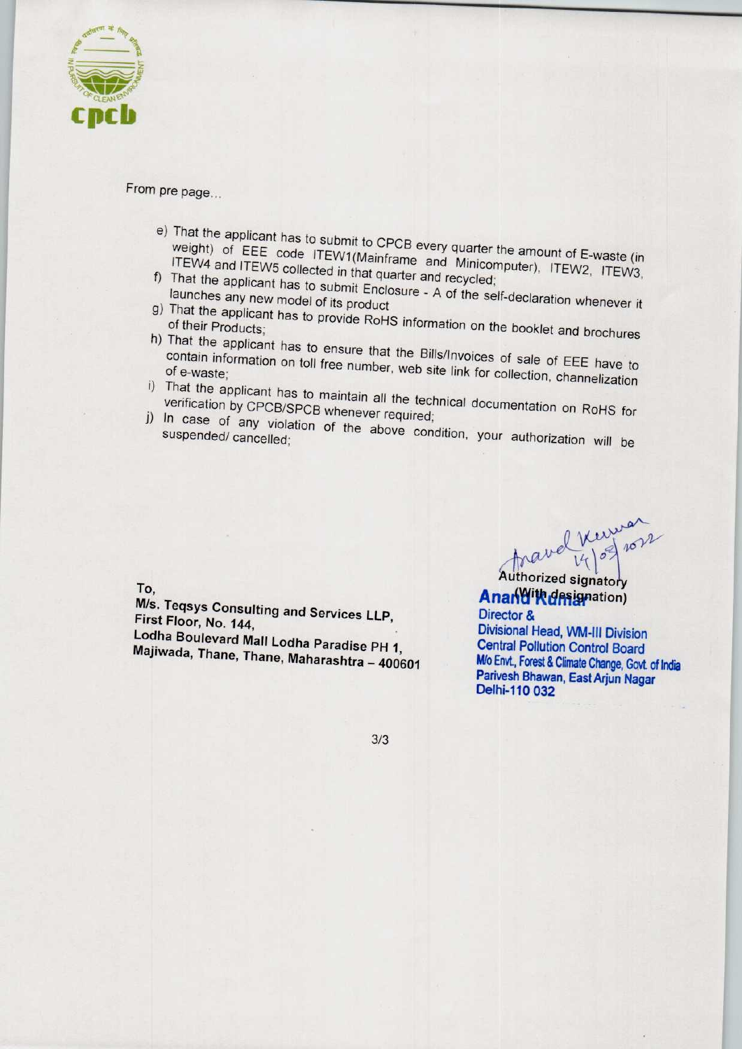From pre page...

e) That the applicant has to submit to CPCB every quarter the amount of E-waste (in weight) of EEE code ITEW1(Mainframe and Minicomputer), ITEW2, ITEW3, ITEW4 and ITEW5 collected in that quarter and recycled;
f) That the applicant has to submit Enclosure - A of the self-declaration whenever it launches any new model of its product
g) That the applicant has to provide RoHS information on the booklet and brochures of their Products;
h) That the applicant has to ensure that the Bills/Invoices of sale of EEE have to contain information on toll free number, web site link for collection, channelization of e-waste;
i) That the applicant has to maintain all the technical documentation on RoHS for verification by CPCB/SPCB whenever required;
j) In case of any violation of the above condition, your authorization will be suspended/ cancelled;

Anand Kumar
14/03/2022

Authorized signatory
(With designation)

**Anand Kumar**
Director &
Divisional Head, WM-III Division
Central Pollution Control Board
M/o Envt., Forest & Climate Change, Govt. of India
Parivesh Bhawan, East Arjun Nagar
Delhi-110 032

To,
**M/s. Teqsys Consulting and Services LLP,**
**First Floor, No. 144,**
**Lodha Boulevard Mall Lodha Paradise PH 1,**
**Majiwada, Thane, Thane, Maharashtra – 400601**